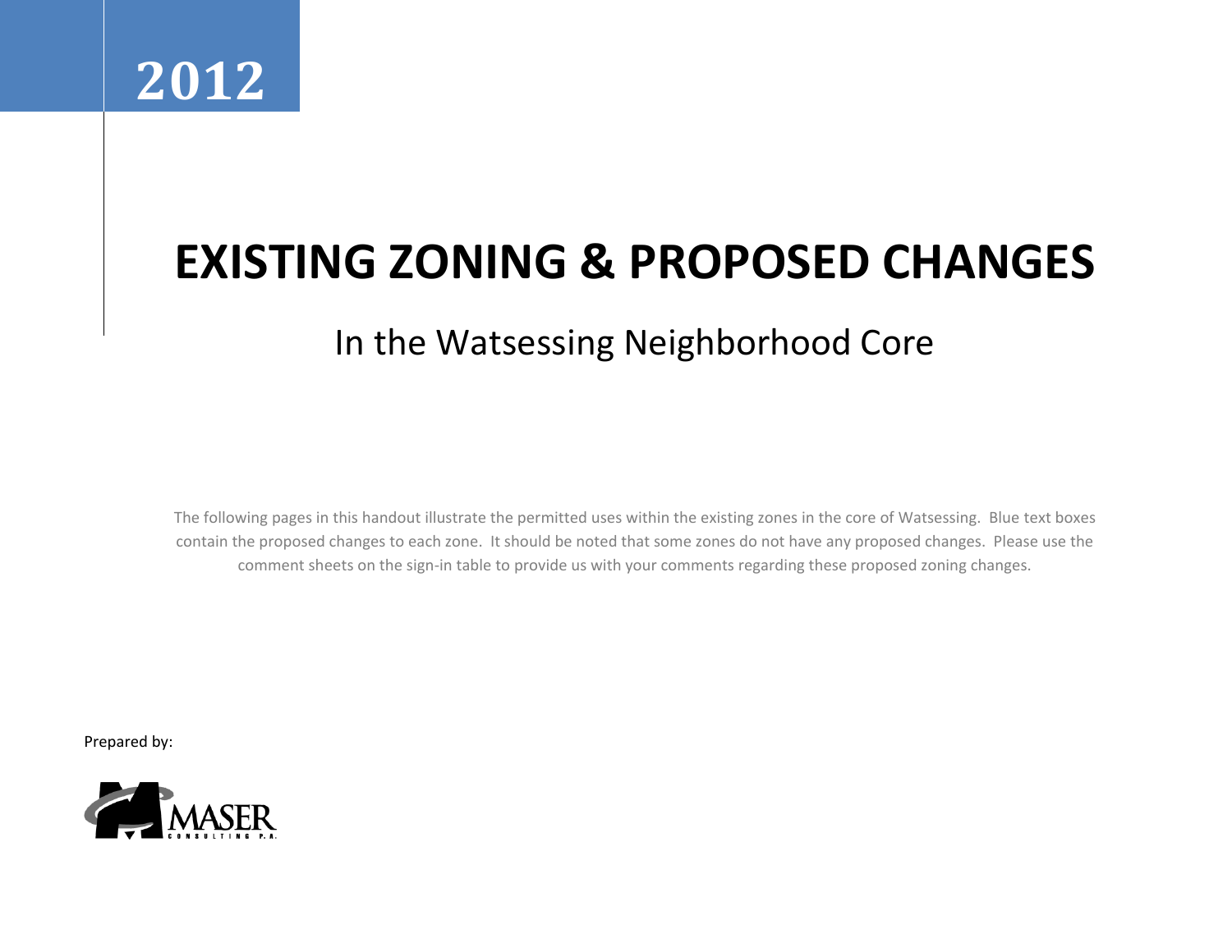2012

# EXISTING ZONING & PROPOSED CHANGES

## In the Watsessing Neighborhood Core

The following pages in this handout illustrate the permitted uses within the existing zones in the core of Watsessing. Blue text boxes contain the proposed changes to each zone. It should be noted that some zones do not have any proposed changes. Please use the comment sheets on the sign-in table to provide us with your comments regarding these proposed zoning changes.

Prepared by:

MASER CONSULTING P.A.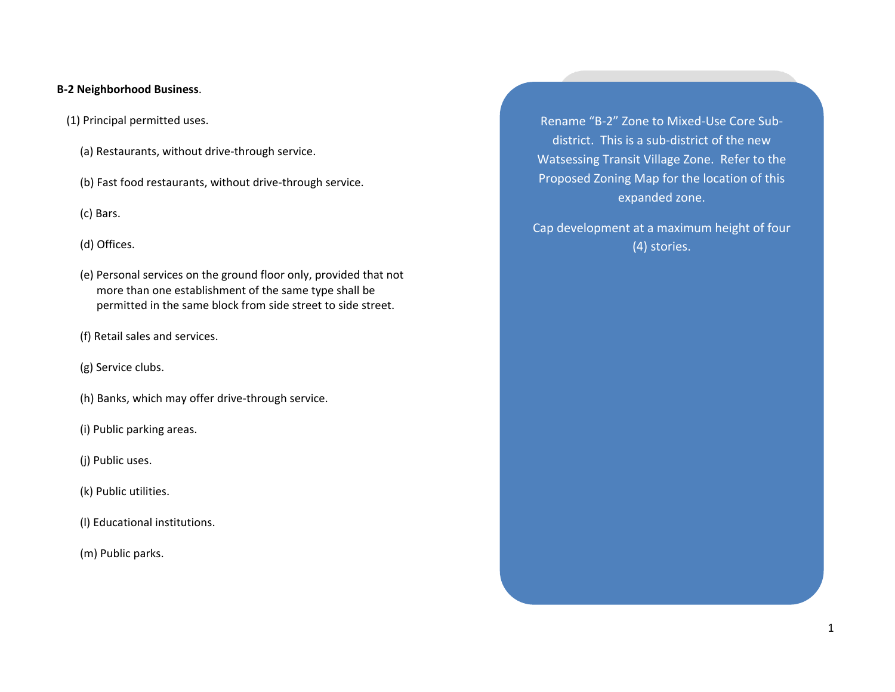**B-2 Neighborhood Business**.

(1) Principal permitted uses.

(a) Restaurants, without drive-through service.

(b) Fast food restaurants, without drive-through service.

(c) Bars.

(d) Offices.

(e) Personal services on the ground floor only, provided that not more than one establishment of the same type shall be permitted in the same block from side street to side street.

(f) Retail sales and services.

(g) Service clubs.

(h) Banks, which may offer drive-through service.

(i) Public parking areas.

(j) Public uses.

(k) Public utilities.

(l) Educational institutions.

(m) Public parks.

Rename "B-2" Zone to Mixed-Use Core Sub-district. This is a sub-district of the new Watsessing Transit Village Zone. Refer to the Proposed Zoning Map for the location of this expanded zone.

Cap development at a maximum height of four (4) stories.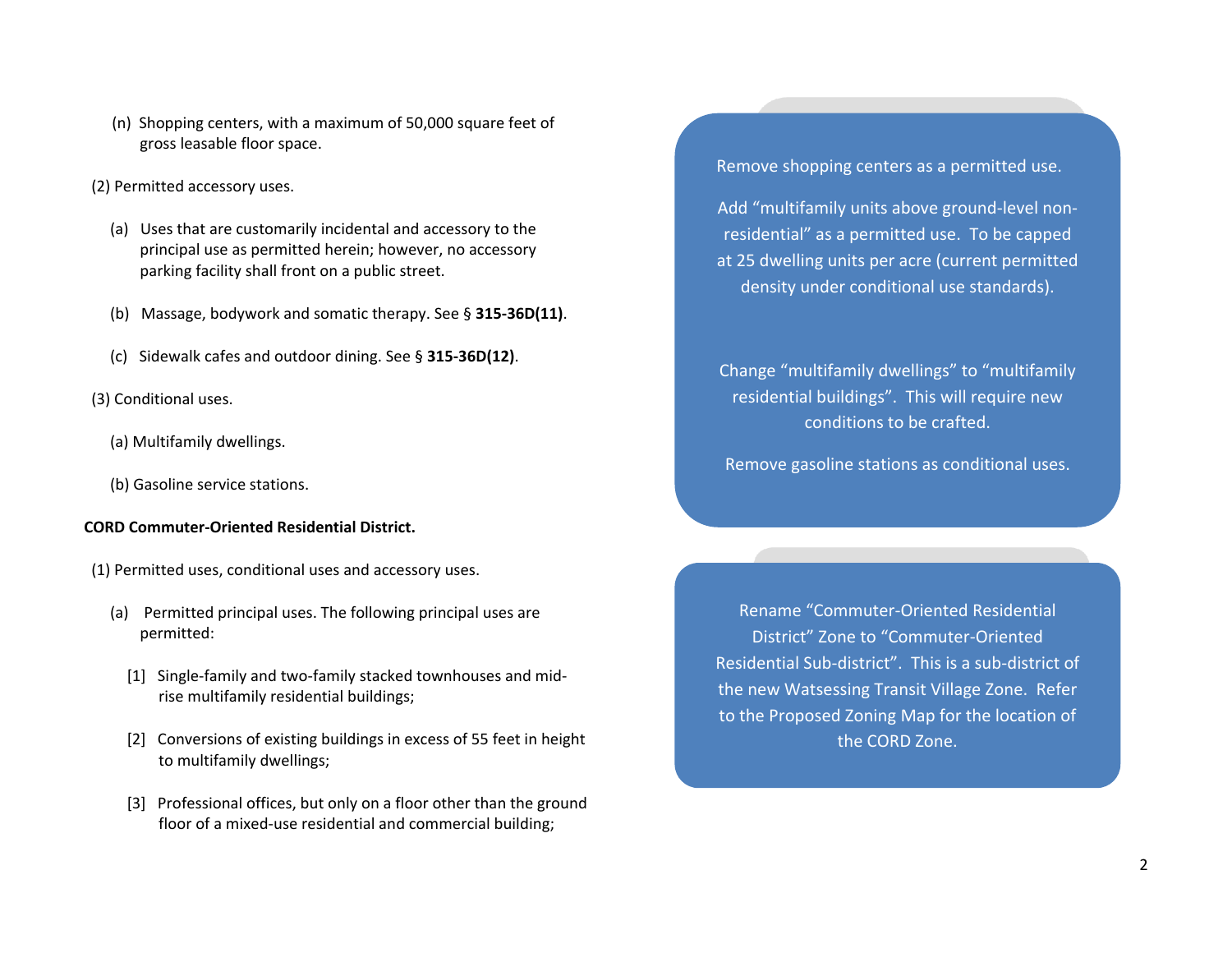(n) Shopping centers, with a maximum of 50,000 square feet of gross leasable floor space.

(2) Permitted accessory uses.

(a) Uses that are customarily incidental and accessory to the principal use as permitted herein; however, no accessory parking facility shall front on a public street.

(b) Massage, bodywork and somatic therapy. See § **315-36D(11)**.

(c) Sidewalk cafes and outdoor dining. See § **315-36D(12)**.

(3) Conditional uses.

(a) Multifamily dwellings.

(b) Gasoline service stations.

Remove shopping centers as a permitted use.

Add “multifamily units above ground-level non-residential” as a permitted use. To be capped at 25 dwelling units per acre (current permitted density under conditional use standards).

Change “multifamily dwellings” to “multifamily residential buildings”. This will require new conditions to be crafted.

Remove gasoline stations as conditional uses.

**CORD Commuter-Oriented Residential District.**

(1) Permitted uses, conditional uses and accessory uses.

(a) Permitted principal uses. The following principal uses are permitted:

[1] Single-family and two-family stacked townhouses and mid-rise multifamily residential buildings;

[2] Conversions of existing buildings in excess of 55 feet in height to multifamily dwellings;

[3] Professional offices, but only on a floor other than the ground floor of a mixed-use residential and commercial building;

Rename “Commuter-Oriented Residential District” Zone to “Commuter-Oriented Residential Sub-district”. This is a sub-district of the new Watsessing Transit Village Zone. Refer to the Proposed Zoning Map for the location of the CORD Zone.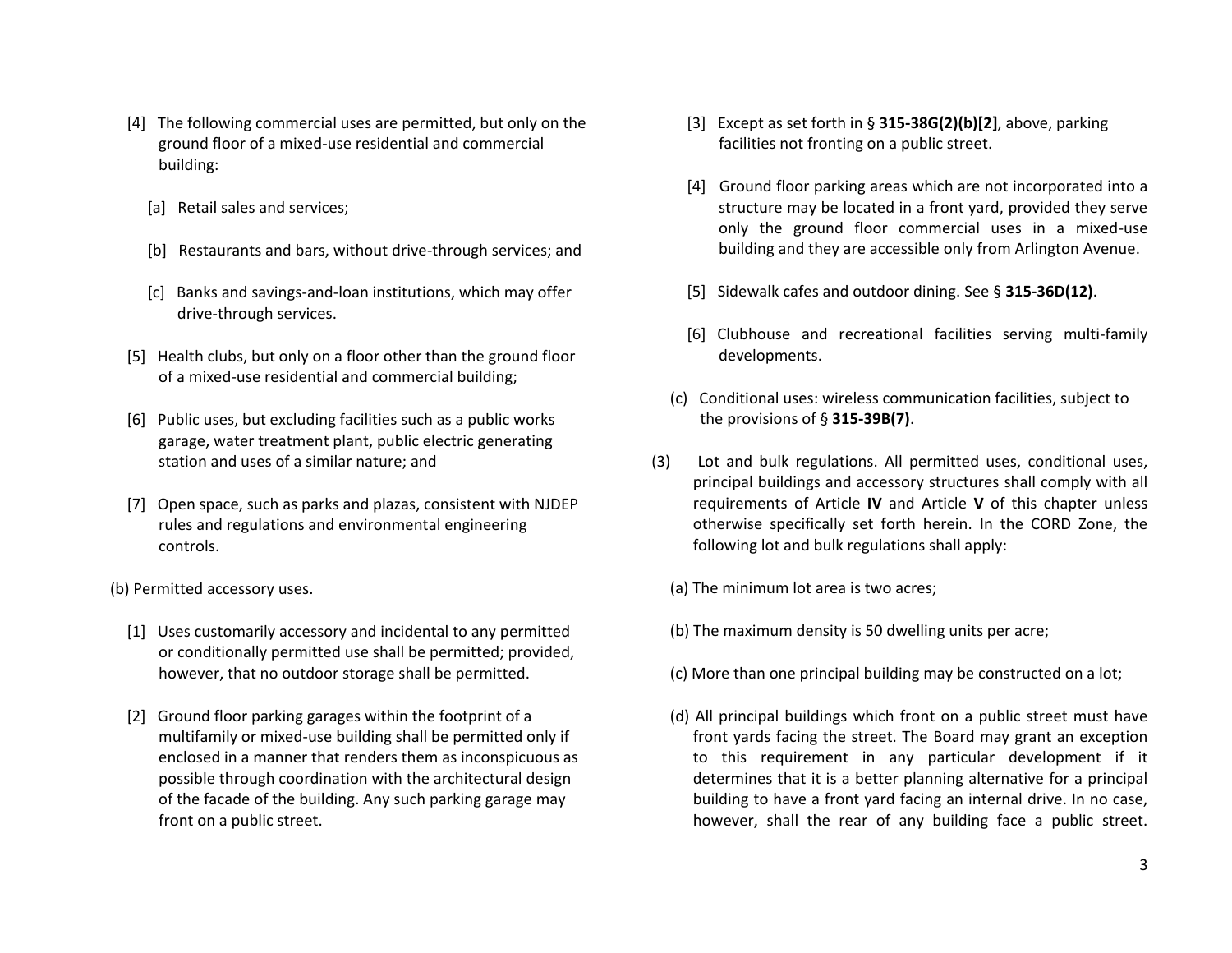[4] The following commercial uses are permitted, but only on the ground floor of a mixed-use residential and commercial building:

[a] Retail sales and services;

[b] Restaurants and bars, without drive-through services; and

[c] Banks and savings-and-loan institutions, which may offer drive-through services.

[5] Health clubs, but only on a floor other than the ground floor of a mixed-use residential and commercial building;

[6] Public uses, but excluding facilities such as a public works garage, water treatment plant, public electric generating station and uses of a similar nature; and

[7] Open space, such as parks and plazas, consistent with NJDEP rules and regulations and environmental engineering controls.

(b) Permitted accessory uses.

[1] Uses customarily accessory and incidental to any permitted or conditionally permitted use shall be permitted; provided, however, that no outdoor storage shall be permitted.

[2] Ground floor parking garages within the footprint of a multifamily or mixed-use building shall be permitted only if enclosed in a manner that renders them as inconspicuous as possible through coordination with the architectural design of the facade of the building. Any such parking garage may front on a public street.

[3] Except as set forth in § **315-38G(2)(b)[2]**, above, parking facilities not fronting on a public street.

[4] Ground floor parking areas which are not incorporated into a structure may be located in a front yard, provided they serve only the ground floor commercial uses in a mixed-use building and they are accessible only from Arlington Avenue.

[5] Sidewalk cafes and outdoor dining. See § **315-36D(12)**.

[6] Clubhouse and recreational facilities serving multi-family developments.

(c) Conditional uses: wireless communication facilities, subject to the provisions of § **315-39B(7)**.

(3) Lot and bulk regulations. All permitted uses, conditional uses, principal buildings and accessory structures shall comply with all requirements of Article **IV** and Article **V** of this chapter unless otherwise specifically set forth herein. In the CORD Zone, the following lot and bulk regulations shall apply:

(a) The minimum lot area is two acres;

(b) The maximum density is 50 dwelling units per acre;

(c) More than one principal building may be constructed on a lot;

(d) All principal buildings which front on a public street must have front yards facing the street. The Board may grant an exception to this requirement in any particular development if it determines that it is a better planning alternative for a principal building to have a front yard facing an internal drive. In no case, however, shall the rear of any building face a public street.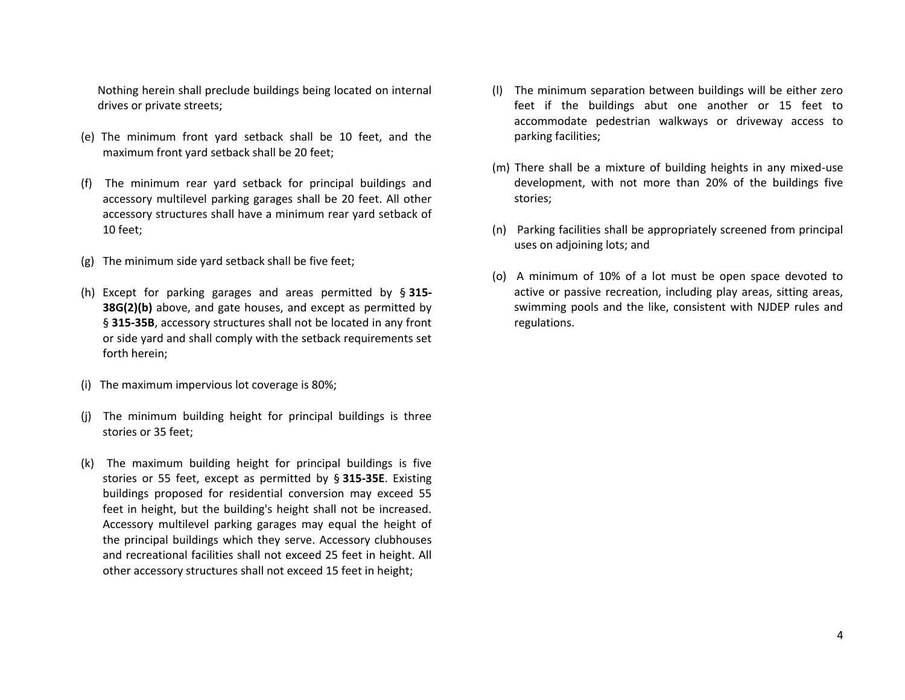Nothing herein shall preclude buildings being located on internal drives or private streets;

(e) The minimum front yard setback shall be 10 feet, and the maximum front yard setback shall be 20 feet;

(f) The minimum rear yard setback for principal buildings and accessory multilevel parking garages shall be 20 feet. All other accessory structures shall have a minimum rear yard setback of 10 feet;

(g) The minimum side yard setback shall be five feet;

(h) Except for parking garages and areas permitted by § **315-38G(2)(b)** above, and gate houses, and except as permitted by § **315-35B**, accessory structures shall not be located in any front or side yard and shall comply with the setback requirements set forth herein;

(i) The maximum impervious lot coverage is 80%;

(j) The minimum building height for principal buildings is three stories or 35 feet;

(k) The maximum building height for principal buildings is five stories or 55 feet, except as permitted by § **315-35E**. Existing buildings proposed for residential conversion may exceed 55 feet in height, but the building's height shall not be increased. Accessory multilevel parking garages may equal the height of the principal buildings which they serve. Accessory clubhouses and recreational facilities shall not exceed 25 feet in height. All other accessory structures shall not exceed 15 feet in height;

(l) The minimum separation between buildings will be either zero feet if the buildings abut one another or 15 feet to accommodate pedestrian walkways or driveway access to parking facilities;

(m) There shall be a mixture of building heights in any mixed-use development, with not more than 20% of the buildings five stories;

(n) Parking facilities shall be appropriately screened from principal uses on adjoining lots; and

(o) A minimum of 10% of a lot must be open space devoted to active or passive recreation, including play areas, sitting areas, swimming pools and the like, consistent with NJDEP rules and regulations.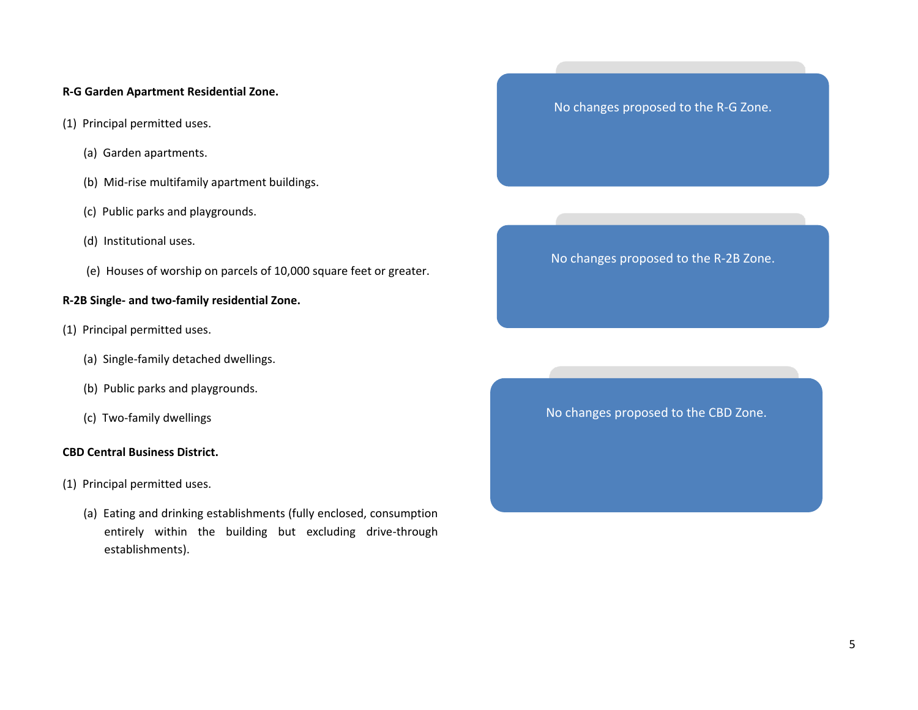**R-G Garden Apartment Residential Zone.**

(1) Principal permitted uses.

(a) Garden apartments.

(b) Mid-rise multifamily apartment buildings.

(c) Public parks and playgrounds.

(d) Institutional uses.

(e) Houses of worship on parcels of 10,000 square feet or greater.

> No changes proposed to the R-G Zone.

**R-2B Single- and two-family residential Zone.**

(1) Principal permitted uses.

(a) Single-family detached dwellings.

(b) Public parks and playgrounds.

(c) Two-family dwellings

> No changes proposed to the R-2B Zone.

**CBD Central Business District.**

(1) Principal permitted uses.

(a) Eating and drinking establishments (fully enclosed, consumption entirely within the building but excluding drive-through establishments).

> No changes proposed to the CBD Zone.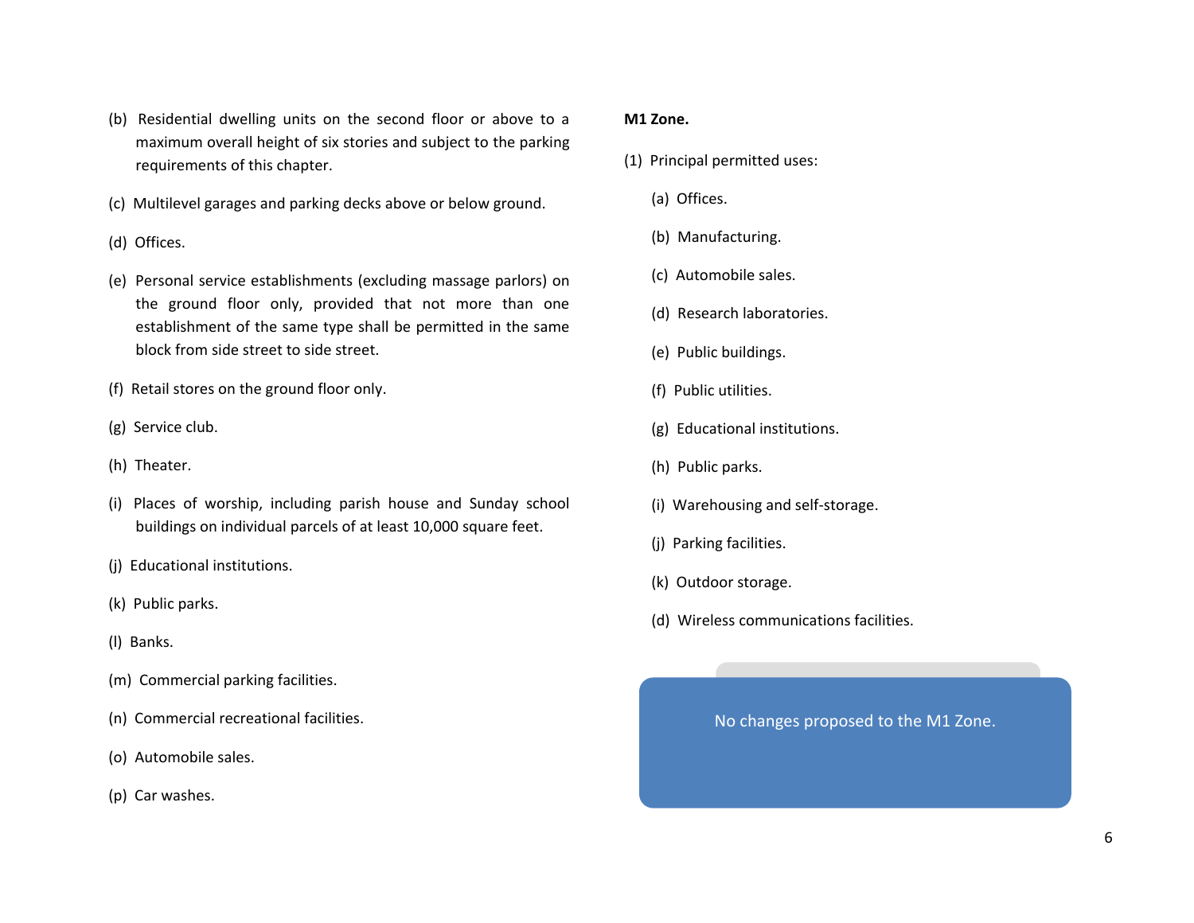(b) Residential dwelling units on the second floor or above to a maximum overall height of six stories and subject to the parking requirements of this chapter.

(c) Multilevel garages and parking decks above or below ground.

(d) Offices.

(e) Personal service establishments (excluding massage parlors) on the ground floor only, provided that not more than one establishment of the same type shall be permitted in the same block from side street to side street.

(f) Retail stores on the ground floor only.

(g) Service club.

(h) Theater.

(i) Places of worship, including parish house and Sunday school buildings on individual parcels of at least 10,000 square feet.

(j) Educational institutions.

(k) Public parks.

(l) Banks.

(m) Commercial parking facilities.

(n) Commercial recreational facilities.

(o) Automobile sales.

(p) Car washes.

**M1 Zone.**

(1) Principal permitted uses:

(a) Offices.

(b) Manufacturing.

(c) Automobile sales.

(d) Research laboratories.

(e) Public buildings.

(f) Public utilities.

(g) Educational institutions.

(h) Public parks.

(i) Warehousing and self-storage.

(j) Parking facilities.

(k) Outdoor storage.

(d) Wireless communications facilities.

No changes proposed to the M1 Zone.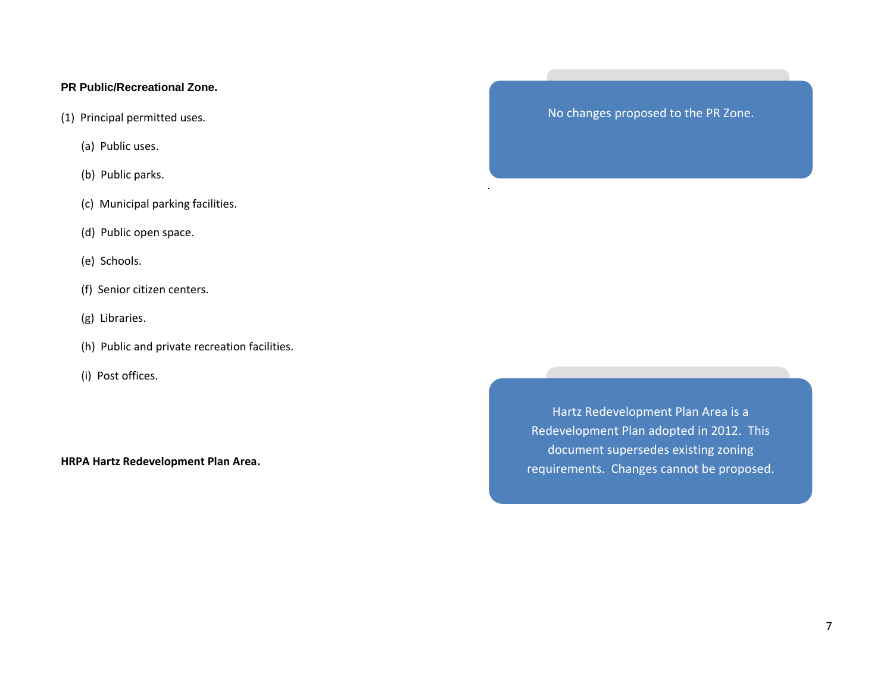**PR Public/Recreational Zone.**

(1) Principal permitted uses.

- (a) Public uses.
- (b) Public parks.
- (c) Municipal parking facilities.
- (d) Public open space.
- (e) Schools.
- (f) Senior citizen centers.
- (g) Libraries.
- (h) Public and private recreation facilities.
- (i) Post offices.

No changes proposed to the PR Zone.

**HRPA Hartz Redevelopment Plan Area.**

Hartz Redevelopment Plan Area is a Redevelopment Plan adopted in 2012. This document supersedes existing zoning requirements. Changes cannot be proposed.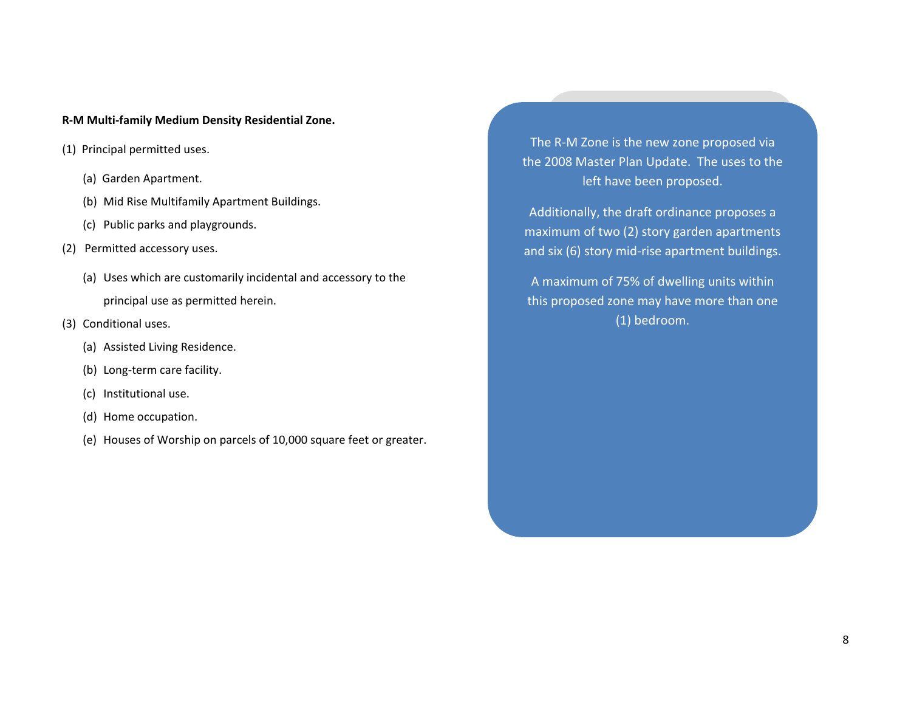**R-M Multi-family Medium Density Residential Zone.**

(1) Principal permitted uses.

- (a) Garden Apartment.
- (b) Mid Rise Multifamily Apartment Buildings.
- (c) Public parks and playgrounds.

(2) Permitted accessory uses.

- (a) Uses which are customarily incidental and accessory to the principal use as permitted herein.

(3) Conditional uses.

- (a) Assisted Living Residence.
- (b) Long-term care facility.
- (c) Institutional use.
- (d) Home occupation.
- (e) Houses of Worship on parcels of 10,000 square feet or greater.

The R-M Zone is the new zone proposed via the 2008 Master Plan Update. The uses to the left have been proposed.

Additionally, the draft ordinance proposes a maximum of two (2) story garden apartments and six (6) story mid-rise apartment buildings.

A maximum of 75% of dwelling units within this proposed zone may have more than one (1) bedroom.